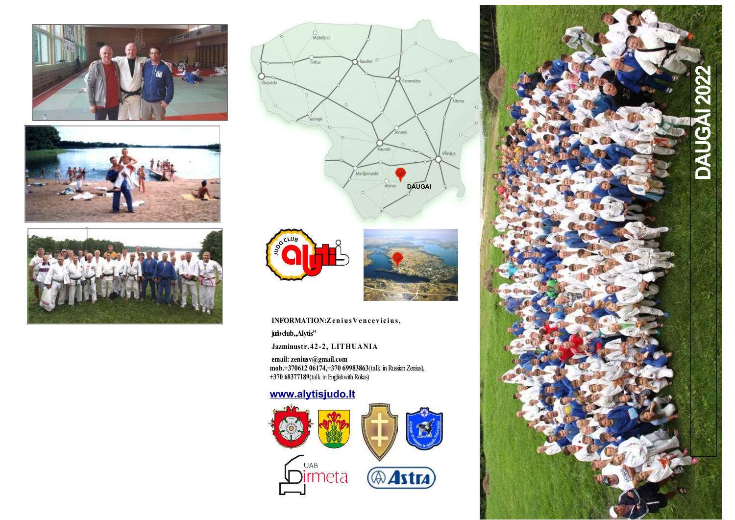# DAUGAI 2022

**INFORMATION:** **Zenius Vencevicius,**

**judo club „Alytis"**

**Jazminu str. 42-2, LITHUANIA**

**email: zeniusv@gmail.com**

**mob. +370612 06174, +370 69983863** (talk in Russian Zenius),
**+370 68377189** (talk in English with Rokas)

**www.alytisjudo.lt**

UAB Dirmeta

Astra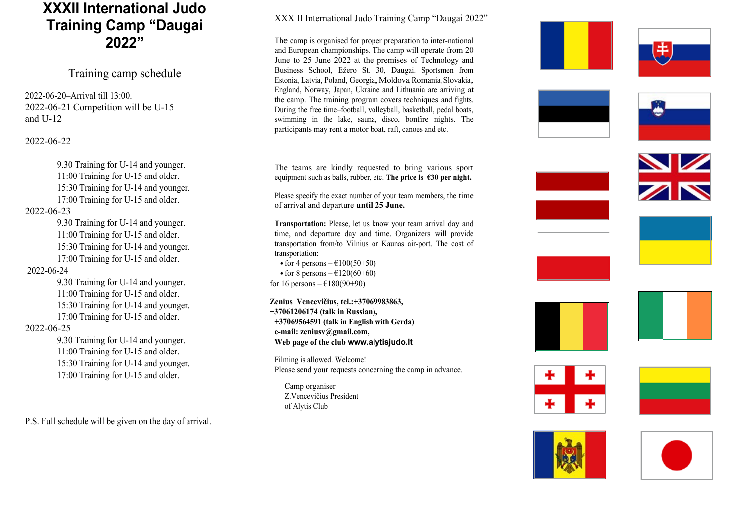# XXXII International Judo Training Camp "Daugai 2022"

## Training camp schedule

2022-06-20–Arrival till 13:00.
2022-06-21 Competition will be U-15 and U-12

2022-06-22

- 9.30 Training for U-14 and younger.
- 11:00 Training for U-15 and older.
- 15:30 Training for U-14 and younger.
- 17:00 Training for U-15 and older.

2022-06-23

- 9.30 Training for U-14 and younger.
- 11:00 Training for U-15 and older.
- 15:30 Training for U-14 and younger.
- 17:00 Training for U-15 and older.

2022-06-24

- 9.30 Training for U-14 and younger.
- 11:00 Training for U-15 and older.
- 15:30 Training for U-14 and younger.
- 17:00 Training for U-15 and older.

2022-06-25

- 9.30 Training for U-14 and younger.
- 11:00 Training for U-15 and older.
- 15:30 Training for U-14 and younger.
- 17:00 Training for U-15 and older.

P.S. Full schedule will be given on the day of arrival.

XXX II International Judo Training Camp "Daugai 2022"

The camp is organised for proper preparation to inter-national and European championships. The camp will operate from 20 June to 25 June 2022 at the premises of Technology and Business School, Ežero St. 30, Daugai. Sportsmen from Estonia, Latvia, Poland, Georgia, Moldova, Romania, Slovakia,, England, Norway, Japan, Ukraine and Lithuania are arriving at the camp. The training program covers techniques and fights. During the free time–football, volleyball, basketball, pedal boats, swimming in the lake, sauna, disco, bonfire nights. The participants may rent a motor boat, raft, canoes and etc.

The teams are kindly requested to bring various sport equipment such as balls, rubber, etc. **The price is €30 per night.**

Please specify the exact number of your team members, the time of arrival and departure **until 25 June.**

**Transportation:** Please, let us know your team arrival day and time, and departure day and time. Organizers will provide transportation from/to Vilnius or Kaunas air-port. The cost of transportation:

- for 4 persons – €100(50+50)
- for 8 persons – €120(60+60)

for 16 persons – €180(90+90)

**Zenius Vencevičius, tel.:+37069983863, +37061206174 (talk in Russian), +37069564591 (talk in English with Gerda)**
**e-mail: zeniusv@gmail.com,**
**Web page of the club www.alytisjudo.lt**

Filming is allowed. Welcome!
Please send your requests concerning the camp in advance.

Camp organiser
Z.Vencevičius President
of Alytis Club